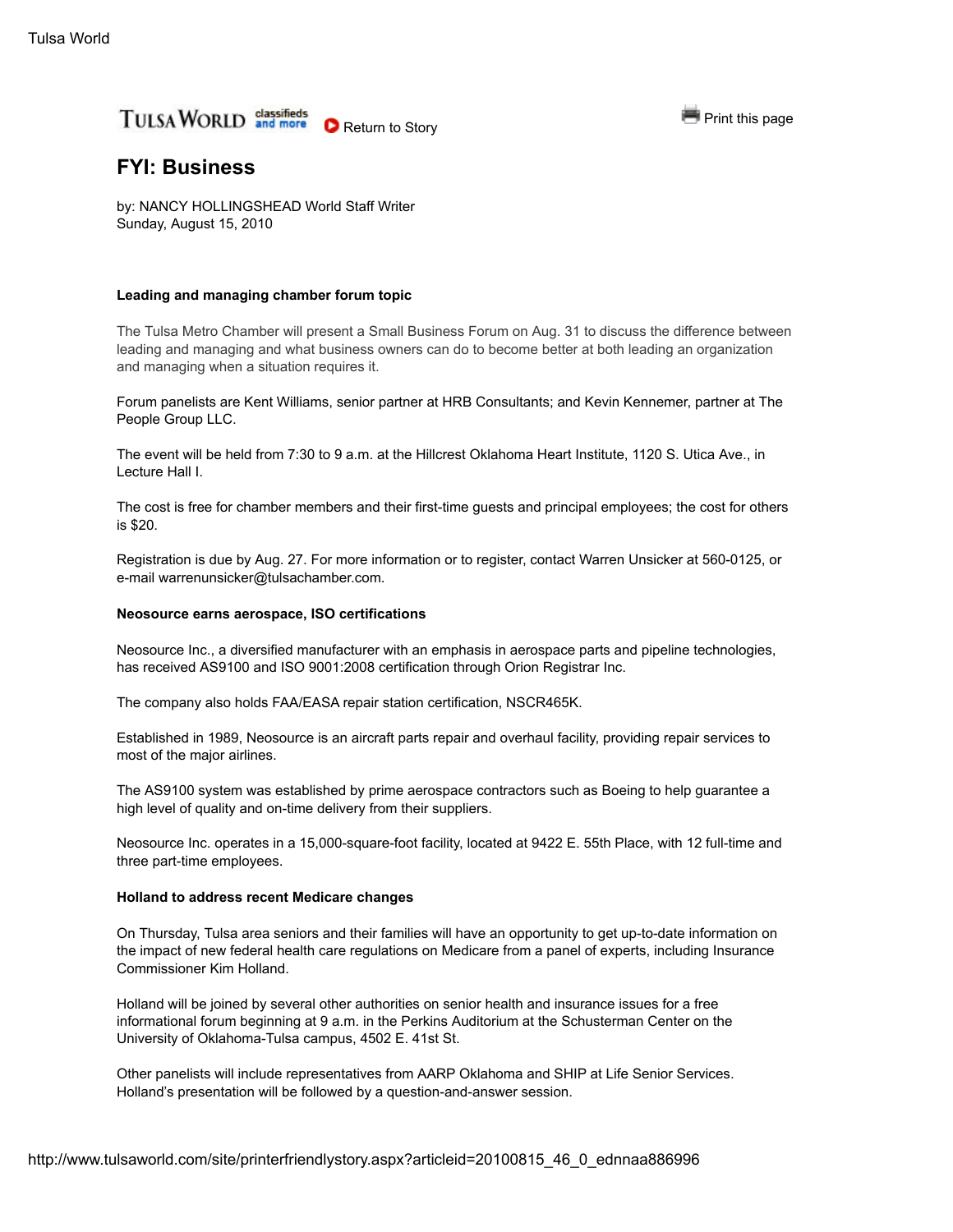# FYI: Business

by: NANCY HOLLINGSHEAD World Staff Writer
Sunday, August 15, 2010

**Leading and managing chamber forum topic**

The Tulsa Metro Chamber will present a Small Business Forum on Aug. 31 to discuss the difference between leading and managing and what business owners can do to become better at both leading an organization and managing when a situation requires it.

Forum panelists are Kent Williams, senior partner at HRB Consultants; and Kevin Kennemer, partner at The People Group LLC.

The event will be held from 7:30 to 9 a.m. at the Hillcrest Oklahoma Heart Institute, 1120 S. Utica Ave., in Lecture Hall I.

The cost is free for chamber members and their first-time guests and principal employees; the cost for others is $20.

Registration is due by Aug. 27. For more information or to register, contact Warren Unsicker at 560-0125, or e-mail warrenunsicker@tulsachamber.com.

**Neosource earns aerospace, ISO certifications**

Neosource Inc., a diversified manufacturer with an emphasis in aerospace parts and pipeline technologies, has received AS9100 and ISO 9001:2008 certification through Orion Registrar Inc.

The company also holds FAA/EASA repair station certification, NSCR465K.

Established in 1989, Neosource is an aircraft parts repair and overhaul facility, providing repair services to most of the major airlines.

The AS9100 system was established by prime aerospace contractors such as Boeing to help guarantee a high level of quality and on-time delivery from their suppliers.

Neosource Inc. operates in a 15,000-square-foot facility, located at 9422 E. 55th Place, with 12 full-time and three part-time employees.

**Holland to address recent Medicare changes**

On Thursday, Tulsa area seniors and their families will have an opportunity to get up-to-date information on the impact of new federal health care regulations on Medicare from a panel of experts, including Insurance Commissioner Kim Holland.

Holland will be joined by several other authorities on senior health and insurance issues for a free informational forum beginning at 9 a.m. in the Perkins Auditorium at the Schusterman Center on the University of Oklahoma-Tulsa campus, 4502 E. 41st St.

Other panelists will include representatives from AARP Oklahoma and SHIP at Life Senior Services. Holland's presentation will be followed by a question-and-answer session.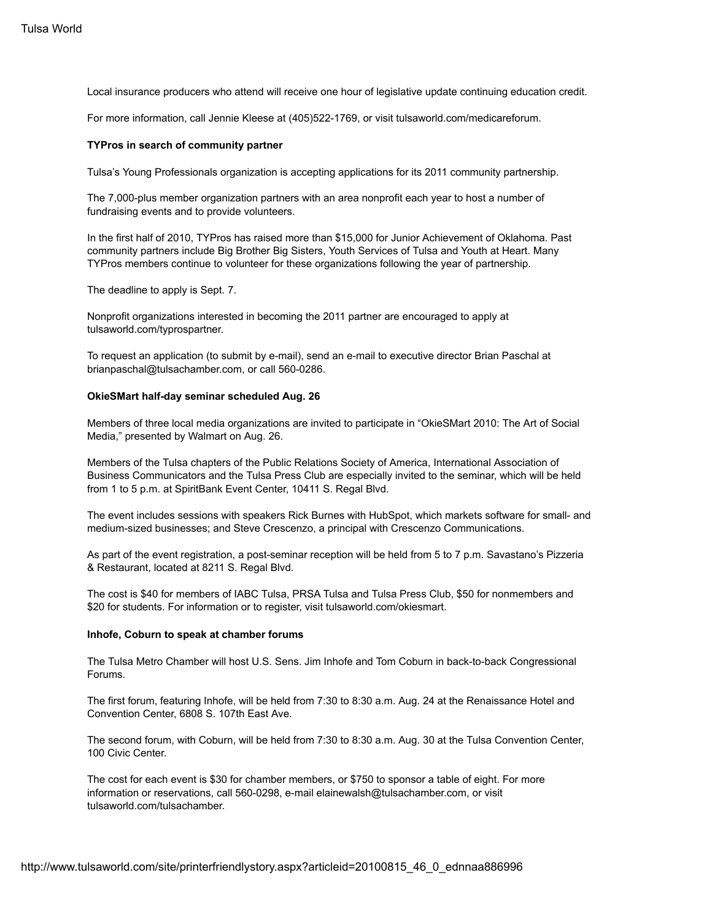Local insurance producers who attend will receive one hour of legislative update continuing education credit.

For more information, call Jennie Kleese at (405)522-1769, or visit tulsaworld.com/medicareforum.

**TYPros in search of community partner**

Tulsa's Young Professionals organization is accepting applications for its 2011 community partnership.

The 7,000-plus member organization partners with an area nonprofit each year to host a number of fundraising events and to provide volunteers.

In the first half of 2010, TYPros has raised more than $15,000 for Junior Achievement of Oklahoma. Past community partners include Big Brother Big Sisters, Youth Services of Tulsa and Youth at Heart. Many TYPros members continue to volunteer for these organizations following the year of partnership.

The deadline to apply is Sept. 7.

Nonprofit organizations interested in becoming the 2011 partner are encouraged to apply at tulsaworld.com/typrospartner.

To request an application (to submit by e-mail), send an e-mail to executive director Brian Paschal at brianpaschal@tulsachamber.com, or call 560-0286.

**OkieSMart half-day seminar scheduled Aug. 26**

Members of three local media organizations are invited to participate in "OkieSMart 2010: The Art of Social Media," presented by Walmart on Aug. 26.

Members of the Tulsa chapters of the Public Relations Society of America, International Association of Business Communicators and the Tulsa Press Club are especially invited to the seminar, which will be held from 1 to 5 p.m. at SpiritBank Event Center, 10411 S. Regal Blvd.

The event includes sessions with speakers Rick Burnes with HubSpot, which markets software for small- and medium-sized businesses; and Steve Crescenzo, a principal with Crescenzo Communications.

As part of the event registration, a post-seminar reception will be held from 5 to 7 p.m. Savastano's Pizzeria & Restaurant, located at 8211 S. Regal Blvd.

The cost is $40 for members of IABC Tulsa, PRSA Tulsa and Tulsa Press Club, $50 for nonmembers and $20 for students. For information or to register, visit tulsaworld.com/okiesmart.

**Inhofe, Coburn to speak at chamber forums**

The Tulsa Metro Chamber will host U.S. Sens. Jim Inhofe and Tom Coburn in back-to-back Congressional Forums.

The first forum, featuring Inhofe, will be held from 7:30 to 8:30 a.m. Aug. 24 at the Renaissance Hotel and Convention Center, 6808 S. 107th East Ave.

The second forum, with Coburn, will be held from 7:30 to 8:30 a.m. Aug. 30 at the Tulsa Convention Center, 100 Civic Center.

The cost for each event is $30 for chamber members, or $750 to sponsor a table of eight. For more information or reservations, call 560-0298, e-mail elainewalsh@tulsachamber.com, or visit tulsaworld.com/tulsachamber.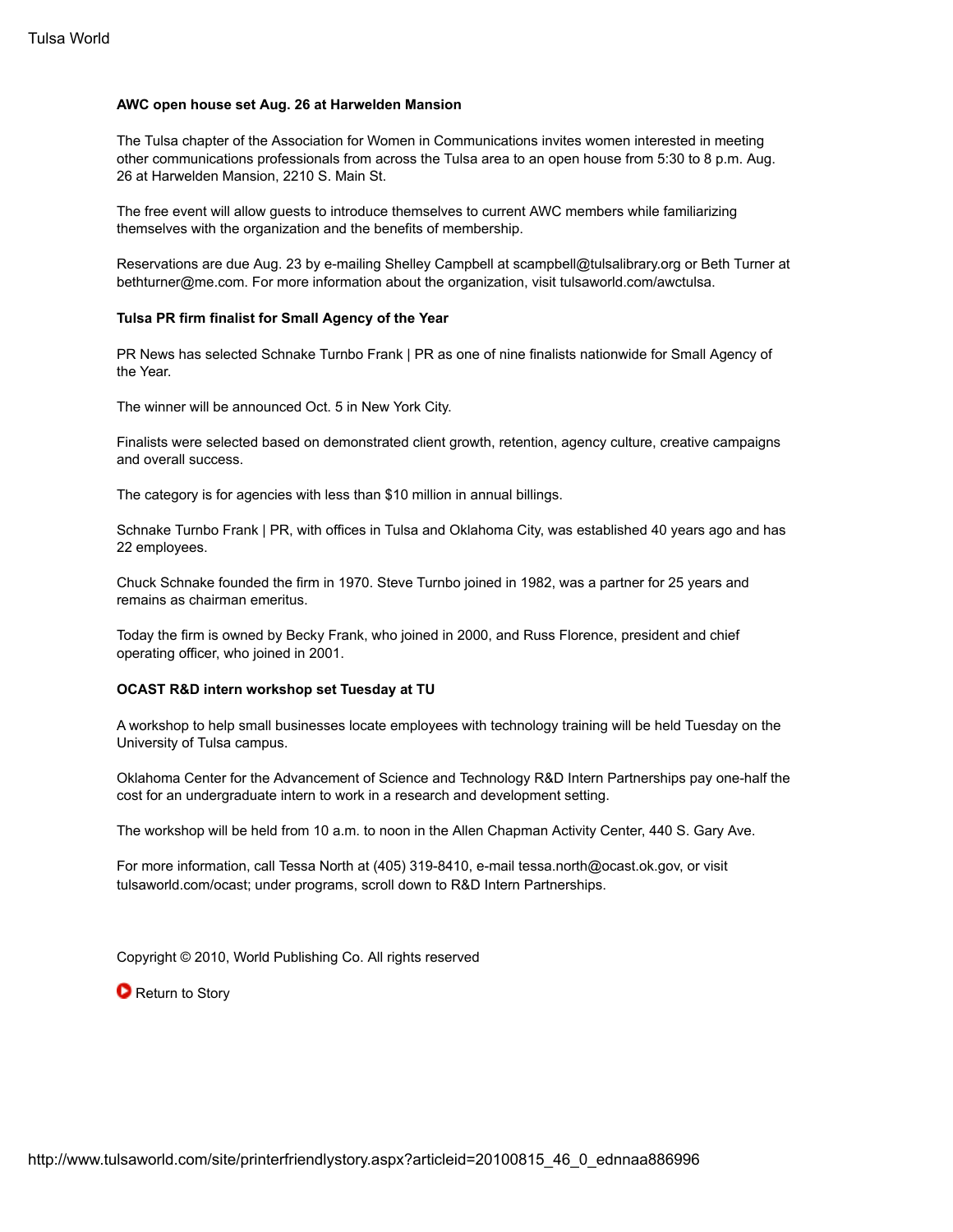**AWC open house set Aug. 26 at Harwelden Mansion**

The Tulsa chapter of the Association for Women in Communications invites women interested in meeting other communications professionals from across the Tulsa area to an open house from 5:30 to 8 p.m. Aug. 26 at Harwelden Mansion, 2210 S. Main St.

The free event will allow guests to introduce themselves to current AWC members while familiarizing themselves with the organization and the benefits of membership.

Reservations are due Aug. 23 by e-mailing Shelley Campbell at scampbell@tulsalibrary.org or Beth Turner at bethturner@me.com. For more information about the organization, visit tulsaworld.com/awctulsa.

**Tulsa PR firm finalist for Small Agency of the Year**

PR News has selected Schnake Turnbo Frank | PR as one of nine finalists nationwide for Small Agency of the Year.

The winner will be announced Oct. 5 in New York City.

Finalists were selected based on demonstrated client growth, retention, agency culture, creative campaigns and overall success.

The category is for agencies with less than $10 million in annual billings.

Schnake Turnbo Frank | PR, with offices in Tulsa and Oklahoma City, was established 40 years ago and has 22 employees.

Chuck Schnake founded the firm in 1970. Steve Turnbo joined in 1982, was a partner for 25 years and remains as chairman emeritus.

Today the firm is owned by Becky Frank, who joined in 2000, and Russ Florence, president and chief operating officer, who joined in 2001.

**OCAST R&D intern workshop set Tuesday at TU**

A workshop to help small businesses locate employees with technology training will be held Tuesday on the University of Tulsa campus.

Oklahoma Center for the Advancement of Science and Technology R&D Intern Partnerships pay one-half the cost for an undergraduate intern to work in a research and development setting.

The workshop will be held from 10 a.m. to noon in the Allen Chapman Activity Center, 440 S. Gary Ave.

For more information, call Tessa North at (405) 319-8410, e-mail tessa.north@ocast.ok.gov, or visit tulsaworld.com/ocast; under programs, scroll down to R&D Intern Partnerships.

Copyright © 2010, World Publishing Co. All rights reserved

Return to Story